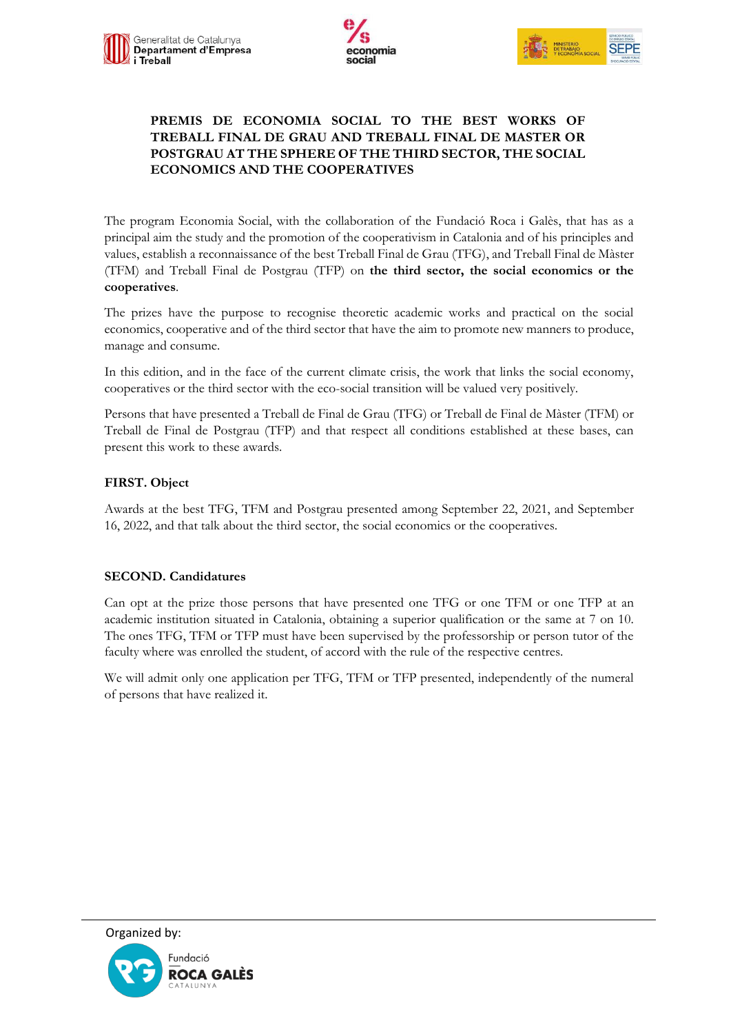# PREMIS DE ECONOMIA SOCIAL TO THE BEST WORKS OF TREBALL FINAL DE GRAU AND TREBALL FINAL DE MASTER OR POSTGRAU AT THE SPHERE OF THE THIRD SECTOR, THE SOCIAL ECONOMICS AND THE COOPERATIVES

The program Economia Social, with the collaboration of the Fundació Roca i Galès, that has as a principal aim the study and the promotion of the cooperativism in Catalonia and of his principles and values, establish a reconnaissance of the best Treball Final de Grau (TFG), and Treball Final de Màster (TFM) and Treball Final de Postgrau (TFP) on **the third sector, the social economics or the cooperatives**.

The prizes have the purpose to recognise theoretic academic works and practical on the social economics, cooperative and of the third sector that have the aim to promote new manners to produce, manage and consume.

In this edition, and in the face of the current climate crisis, the work that links the social economy, cooperatives or the third sector with the eco-social transition will be valued very positively.

Persons that have presented a Treball de Final de Grau (TFG) or Treball de Final de Màster (TFM) or Treball de Final de Postgrau (TFP) and that respect all conditions established at these bases, can present this work to these awards.

## FIRST. Object

Awards at the best TFG, TFM and Postgrau presented among September 22, 2021, and September 16, 2022, and that talk about the third sector, the social economics or the cooperatives.

## SECOND. Candidatures

Can opt at the prize those persons that have presented one TFG or one TFM or one TFP at an academic institution situated in Catalonia, obtaining a superior qualification or the same at 7 on 10. The ones TFG, TFM or TFP must have been supervised by the professorship or person tutor of the faculty where was enrolled the student, of accord with the rule of the respective centres.

We will admit only one application per TFG, TFM or TFP presented, independently of the numeral of persons that have realized it.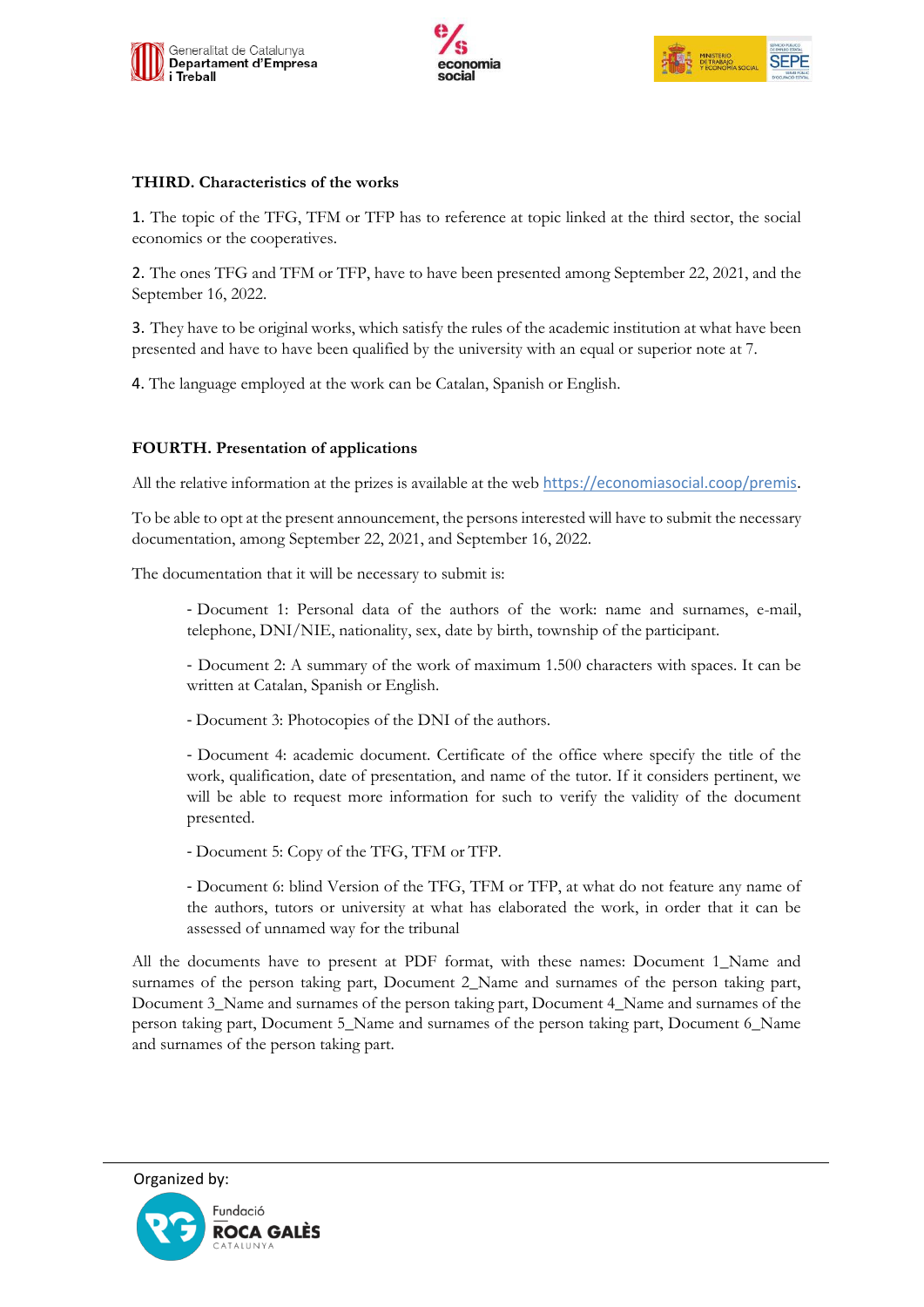**THIRD. Characteristics of the works**

1. The topic of the TFG, TFM or TFP has to reference at topic linked at the third sector, the social economics or the cooperatives.

2. The ones TFG and TFM or TFP, have to have been presented among September 22, 2021, and the September 16, 2022.

3. They have to be original works, which satisfy the rules of the academic institution at what have been presented and have to have been qualified by the university with an equal or superior note at 7.

4. The language employed at the work can be Catalan, Spanish or English.

**FOURTH. Presentation of applications**

All the relative information at the prizes is available at the web https://economiasocial.coop/premis.

To be able to opt at the present announcement, the persons interested will have to submit the necessary documentation, among September 22, 2021, and September 16, 2022.

The documentation that it will be necessary to submit is:

- Document 1: Personal data of the authors of the work: name and surnames, e-mail, telephone, DNI/NIE, nationality, sex, date by birth, township of the participant.

- Document 2: A summary of the work of maximum 1.500 characters with spaces. It can be written at Catalan, Spanish or English.

- Document 3: Photocopies of the DNI of the authors.

- Document 4: academic document. Certificate of the office where specify the title of the work, qualification, date of presentation, and name of the tutor. If it considers pertinent, we will be able to request more information for such to verify the validity of the document presented.

- Document 5: Copy of the TFG, TFM or TFP.

- Document 6: blind Version of the TFG, TFM or TFP, at what do not feature any name of the authors, tutors or university at what has elaborated the work, in order that it can be assessed of unnamed way for the tribunal

All the documents have to present at PDF format, with these names: Document 1_Name and surnames of the person taking part, Document 2_Name and surnames of the person taking part, Document 3_Name and surnames of the person taking part, Document 4_Name and surnames of the person taking part, Document 5_Name and surnames of the person taking part, Document 6_Name and surnames of the person taking part.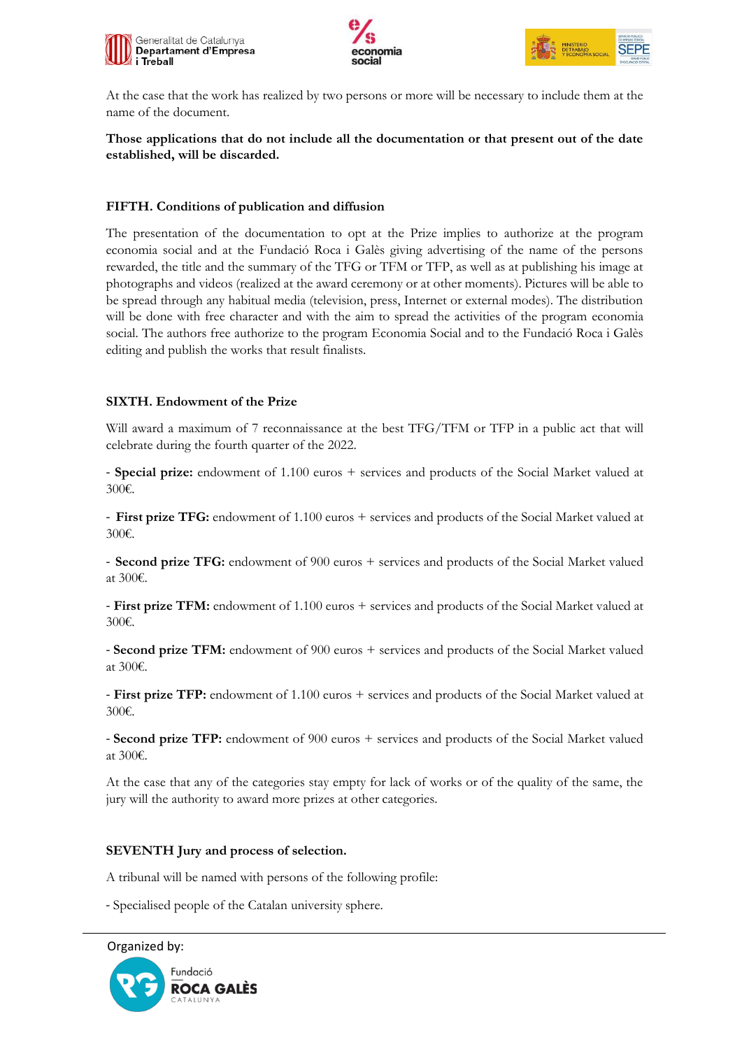At the case that the work has realized by two persons or more will be necessary to include them at the name of the document.

**Those applications that do not include all the documentation or that present out of the date established, will be discarded.**

**FIFTH. Conditions of publication and diffusion**

The presentation of the documentation to opt at the Prize implies to authorize at the program economia social and at the Fundació Roca i Galès giving advertising of the name of the persons rewarded, the title and the summary of the TFG or TFM or TFP, as well as at publishing his image at photographs and videos (realized at the award ceremony or at other moments). Pictures will be able to be spread through any habitual media (television, press, Internet or external modes). The distribution will be done with free character and with the aim to spread the activities of the program economia social. The authors free authorize to the program Economia Social and to the Fundació Roca i Galès editing and publish the works that result finalists.

**SIXTH. Endowment of the Prize**

Will award a maximum of 7 reconnaissance at the best TFG/TFM or TFP in a public act that will celebrate during the fourth quarter of the 2022.

- **Special prize:** endowment of 1.100 euros + services and products of the Social Market valued at 300€.

- **First prize TFG:** endowment of 1.100 euros + services and products of the Social Market valued at 300€.

- **Second prize TFG:** endowment of 900 euros + services and products of the Social Market valued at 300€.

- **First prize TFM:** endowment of 1.100 euros + services and products of the Social Market valued at 300€.

- **Second prize TFM:** endowment of 900 euros + services and products of the Social Market valued at 300€.

- **First prize TFP:** endowment of 1.100 euros + services and products of the Social Market valued at 300€.

- **Second prize TFP:** endowment of 900 euros + services and products of the Social Market valued at 300€.

At the case that any of the categories stay empty for lack of works or of the quality of the same, the jury will the authority to award more prizes at other categories.

**SEVENTH Jury and process of selection.**

A tribunal will be named with persons of the following profile:

- Specialised people of the Catalan university sphere.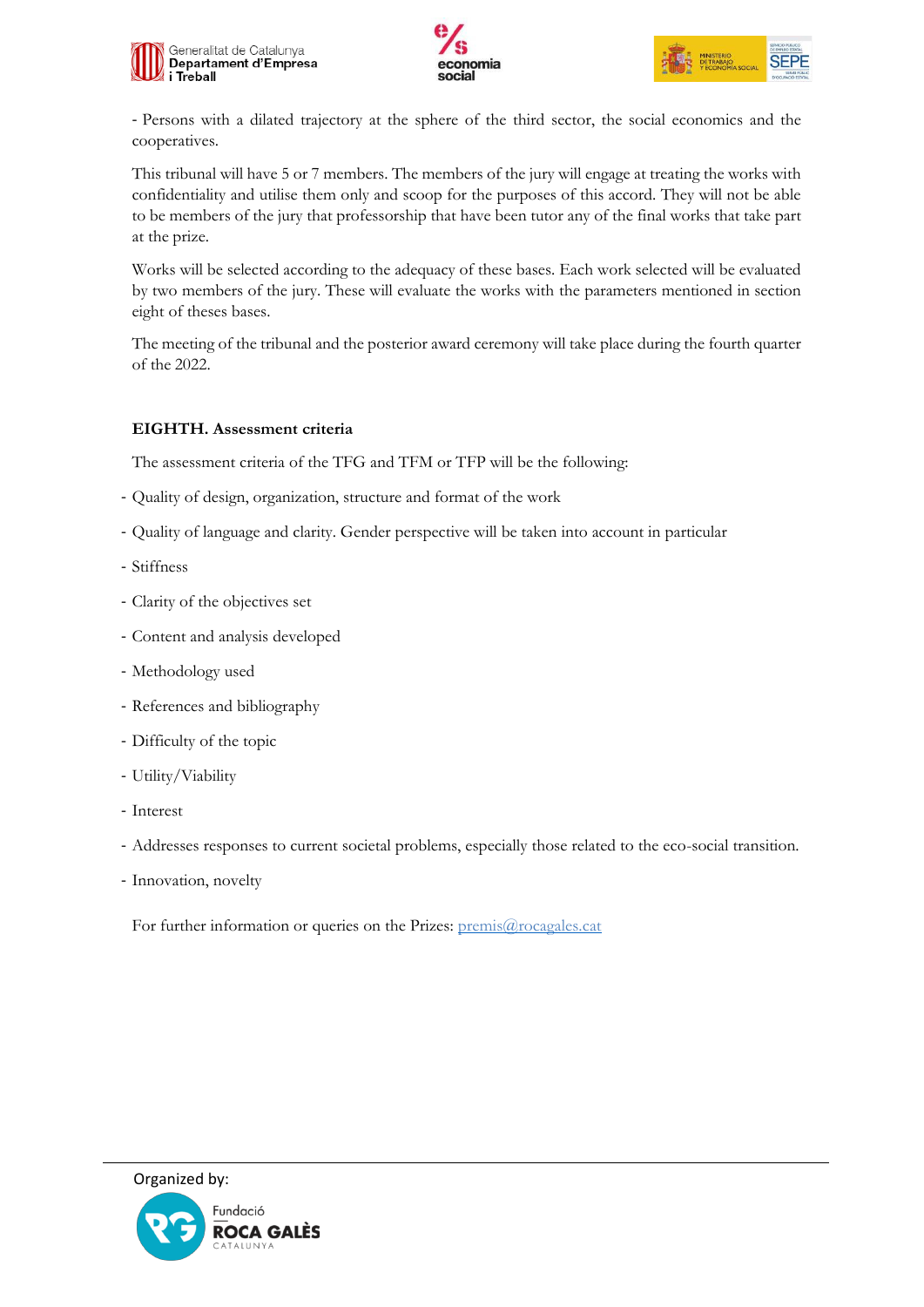- Persons with a dilated trajectory at the sphere of the third sector, the social economics and the cooperatives.

This tribunal will have 5 or 7 members. The members of the jury will engage at treating the works with confidentiality and utilise them only and scoop for the purposes of this accord. They will not be able to be members of the jury that professorship that have been tutor any of the final works that take part at the prize.

Works will be selected according to the adequacy of these bases. Each work selected will be evaluated by two members of the jury. These will evaluate the works with the parameters mentioned in section eight of theses bases.

The meeting of the tribunal and the posterior award ceremony will take place during the fourth quarter of the 2022.

**EIGHTH. Assessment criteria**

The assessment criteria of the TFG and TFM or TFP will be the following:

- Quality of design, organization, structure and format of the work
- Quality of language and clarity. Gender perspective will be taken into account in particular
- Stiffness
- Clarity of the objectives set
- Content and analysis developed
- Methodology used
- References and bibliography
- Difficulty of the topic
- Utility/Viability
- Interest
- Addresses responses to current societal problems, especially those related to the eco-social transition.
- Innovation, novelty

For further information or queries on the Prizes: premis@rocagales.cat

Organized by:

Fundació ROCA GALÈS CATALUNYA